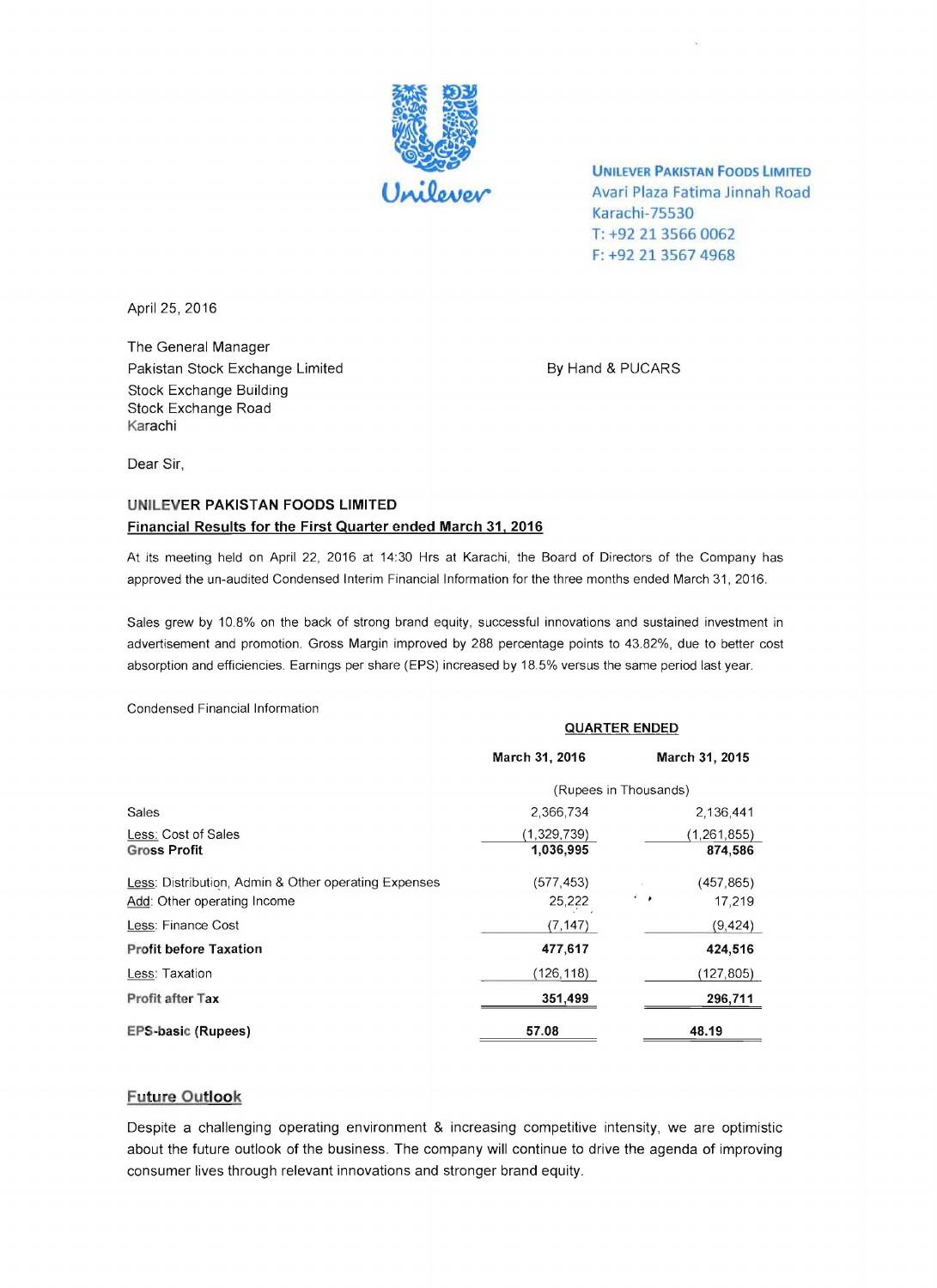Unilever

**UNILEVER PAKISTAN FOODS LIMITED**
Avari Plaza Fatima Jinnah Road
Karachi-75530
T: +92 21 3566 0062
F: +92 21 3567 4968

April 25, 2016

The General Manager
Pakistan Stock Exchange Limited
Stock Exchange Building
Stock Exchange Road
Karachi

By Hand & PUCARS

Dear Sir,

**UNILEVER PAKISTAN FOODS LIMITED**
**Financial Results for the First Quarter ended March 31, 2016**

At its meeting held on April 22, 2016 at 14:30 Hrs at Karachi, the Board of Directors of the Company has approved the un-audited Condensed Interim Financial Information for the three months ended March 31, 2016.

Sales grew by 10.8% on the back of strong brand equity, successful innovations and sustained investment in advertisement and promotion. Gross Margin improved by 288 percentage points to 43.82%, due to better cost absorption and efficiencies. Earnings per share (EPS) increased by 18.5% versus the same period last year.

Condensed Financial Information

| | QUARTER ENDED | |
|---|---|---|
| | **March 31, 2016** | **March 31, 2015** |
| | (Rupees in Thousands) | |
| Sales | 2,366,734 | 2,136,441 |
| Less: Cost of Sales | (1,329,739) | (1,261,855) |
| **Gross Profit** | **1,036,995** | **874,586** |
| Less: Distribution, Admin & Other operating Expenses | (577,453) | (457,865) |
| Add: Other operating Income | 25,222 | 17,219 |
| Less: Finance Cost | (7,147) | (9,424) |
| **Profit before Taxation** | **477,617** | **424,516** |
| Less: Taxation | (126,118) | (127,805) |
| **Profit after Tax** | **351,499** | **296,711** |
| **EPS-basic (Rupees)** | **57.08** | **48.19** |

## Future Outlook

Despite a challenging operating environment & increasing competitive intensity, we are optimistic about the future outlook of the business. The company will continue to drive the agenda of improving consumer lives through relevant innovations and stronger brand equity.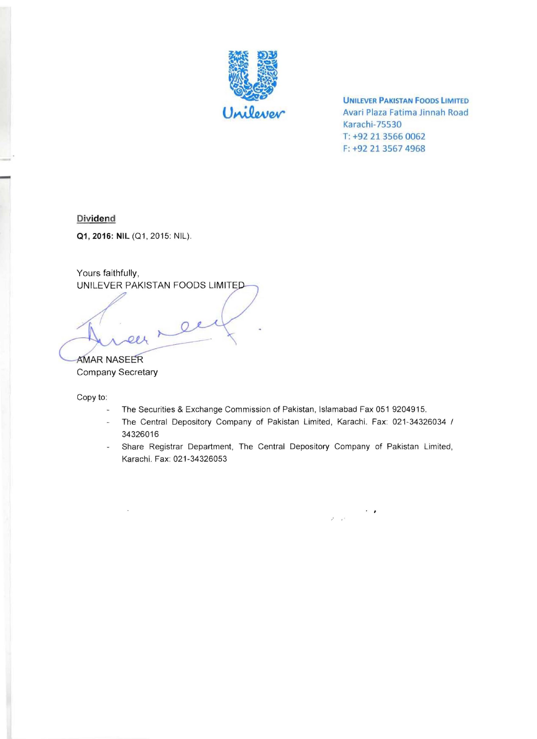UNILEVER PAKISTAN FOODS LIMITED
Avari Plaza Fatima Jinnah Road
Karachi-75530
T: +92 21 3566 0062
F: +92 21 3567 4968

## Dividend

**Q1, 2016: NIL** (Q1, 2015: NIL).

Yours faithfully,
UNILEVER PAKISTAN FOODS LIMITED

AMAR NASEER
Company Secretary

Copy to:

- The Securities & Exchange Commission of Pakistan, Islamabad Fax 051 9204915.
- The Central Depository Company of Pakistan Limited, Karachi. Fax: 021-34326034 / 34326016
- Share Registrar Department, The Central Depository Company of Pakistan Limited, Karachi. Fax: 021-34326053